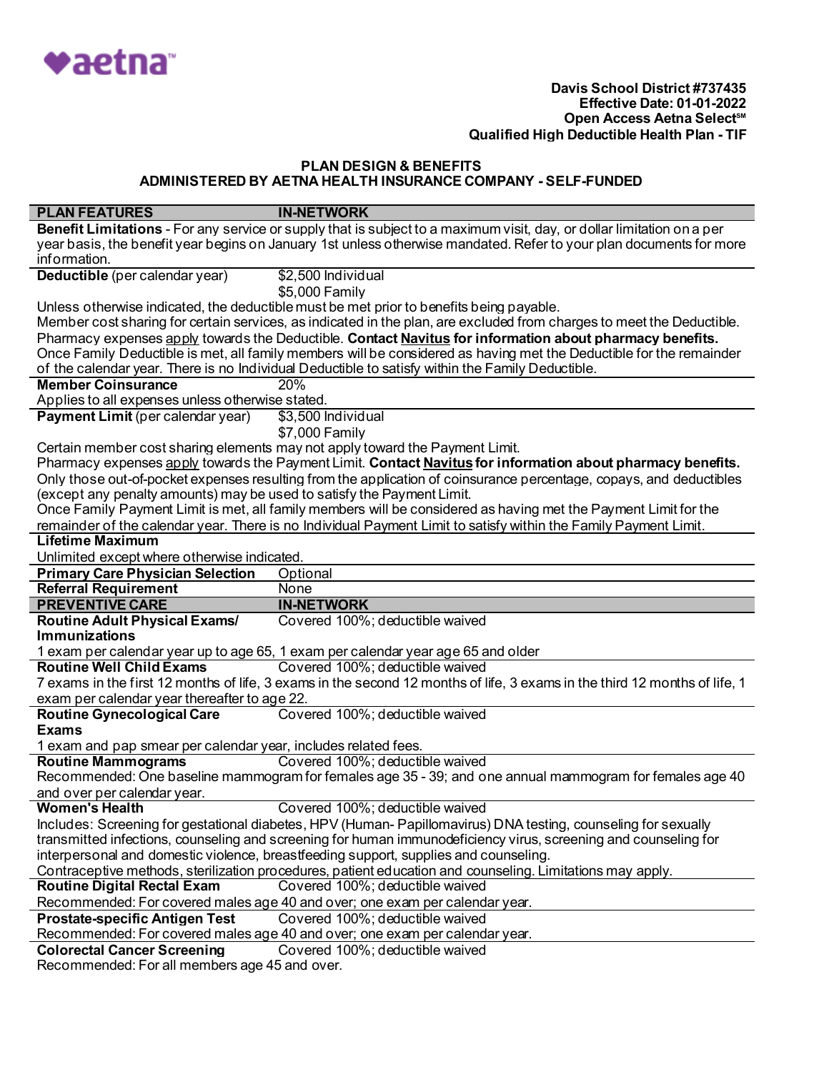aetna

**Davis School District #737435**
**Effective Date: 01-01-2022**
**Open Access Aetna Select℠**
**Qualified High Deductible Health Plan - TIF**

## PLAN DESIGN & BENEFITS
## ADMINISTERED BY AETNA HEALTH INSURANCE COMPANY - SELF-FUNDED

| PLAN FEATURES | IN-NETWORK |
|---|---|
| **Benefit Limitations** - For any service or supply that is subject to a maximum visit, day, or dollar limitation on a per year basis, the benefit year begins on January 1st unless otherwise mandated. Refer to your plan documents for more information. | |
| **Deductible** (per calendar year) | $2,500 Individual<br>$5,000 Family |
| Unless otherwise indicated, the deductible must be met prior to benefits being payable.<br>Member cost sharing for certain services, as indicated in the plan, are excluded from charges to meet the Deductible.<br>Pharmacy expenses apply towards the Deductible. **Contact Navitus for information about pharmacy benefits.**<br>Once Family Deductible is met, all family members will be considered as having met the Deductible for the remainder of the calendar year. There is no Individual Deductible to satisfy within the Family Deductible. | |
| **Member Coinsurance** | 20% |
| Applies to all expenses unless otherwise stated. | |
| **Payment Limit** (per calendar year) | $3,500 Individual<br>$7,000 Family |
| Certain member cost sharing elements may not apply toward the Payment Limit.<br>Pharmacy expenses apply towards the Payment Limit. **Contact Navitus for information about pharmacy benefits.**<br>Only those out-of-pocket expenses resulting from the application of coinsurance percentage, copays, and deductibles (except any penalty amounts) may be used to satisfy the Payment Limit.<br>Once Family Payment Limit is met, all family members will be considered as having met the Payment Limit for the remainder of the calendar year. There is no Individual Payment Limit to satisfy within the Family Payment Limit. | |
| **Lifetime Maximum** | |
| Unlimited except where otherwise indicated. | |
| **Primary Care Physician Selection** | Optional |
| **Referral Requirement** | None |
| **PREVENTIVE CARE** | **IN-NETWORK** |
| **Routine Adult Physical Exams/ Immunizations** | Covered 100%; deductible waived |
| 1 exam per calendar year up to age 65, 1 exam per calendar year age 65 and older | |
| **Routine Well Child Exams** | Covered 100%; deductible waived |
| 7 exams in the first 12 months of life, 3 exams in the second 12 months of life, 3 exams in the third 12 months of life, 1 exam per calendar year thereafter to age 22. | |
| **Routine Gynecological Care Exams** | Covered 100%; deductible waived |
| 1 exam and pap smear per calendar year, includes related fees. | |
| **Routine Mammograms** | Covered 100%; deductible waived |
| Recommended: One baseline mammogram for females age 35 - 39; and one annual mammogram for females age 40 and over per calendar year. | |
| **Women's Health** | Covered 100%; deductible waived |
| Includes: Screening for gestational diabetes, HPV (Human- Papillomavirus) DNA testing, counseling for sexually transmitted infections, counseling and screening for human immunodeficiency virus, screening and counseling for interpersonal and domestic violence, breastfeeding support, supplies and counseling.<br>Contraceptive methods, sterilization procedures, patient education and counseling. Limitations may apply. | |
| **Routine Digital Rectal Exam** | Covered 100%; deductible waived |
| Recommended: For covered males age 40 and over; one exam per calendar year. | |
| **Prostate-specific Antigen Test** | Covered 100%; deductible waived |
| Recommended: For covered males age 40 and over; one exam per calendar year. | |
| **Colorectal Cancer Screening** | Covered 100%; deductible waived |
| Recommended: For all members age 45 and over. | |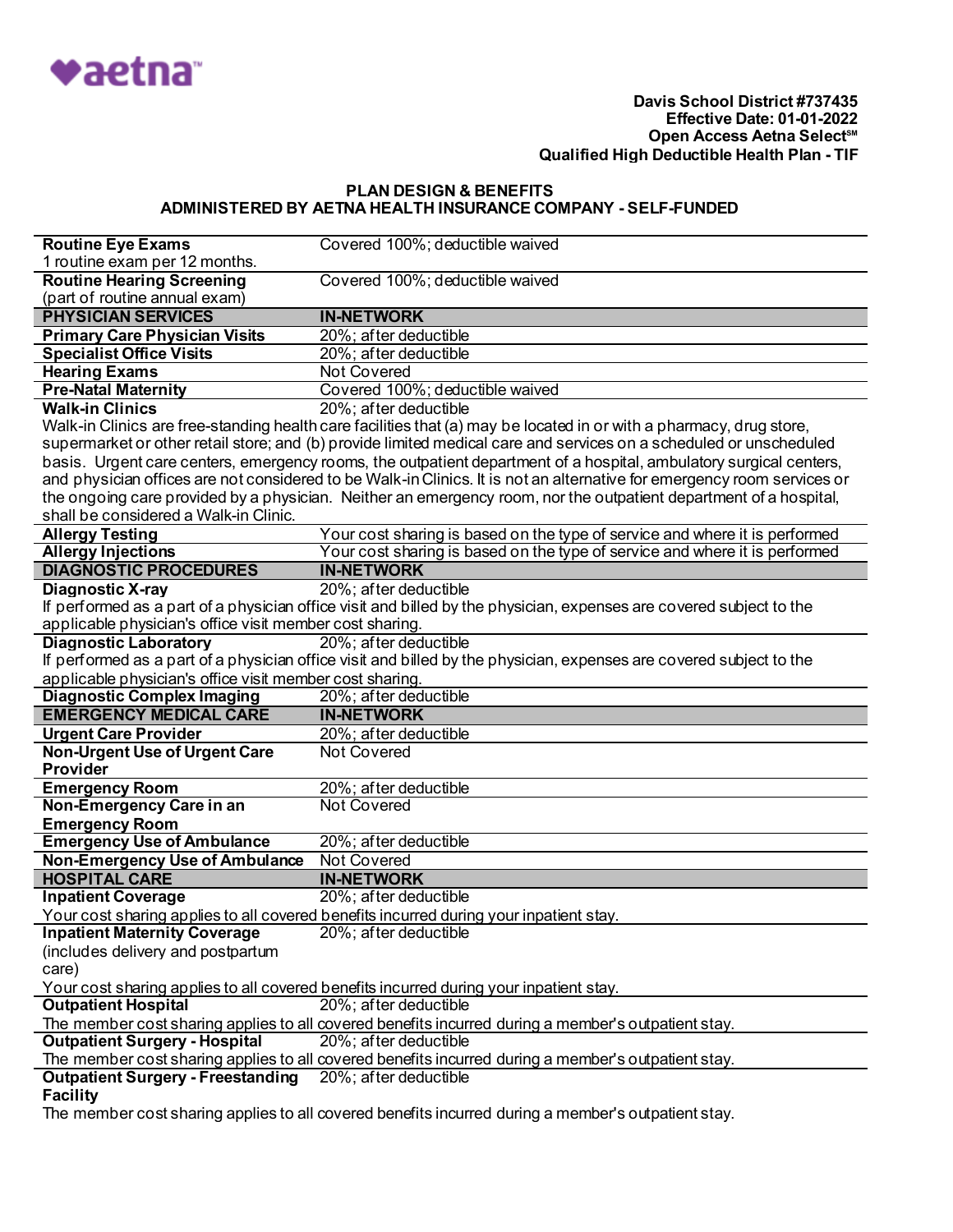**Davis School District #737435**
**Effective Date: 01-01-2022**
**Open Access Aetna Select℠**
**Qualified High Deductible Health Plan - TIF**

## PLAN DESIGN & BENEFITS
## ADMINISTERED BY AETNA HEALTH INSURANCE COMPANY - SELF-FUNDED

| | |
|---|---|
| **Routine Eye Exams** 1 routine exam per 12 months. | Covered 100%; deductible waived |
| **Routine Hearing Screening** (part of routine annual exam) | Covered 100%; deductible waived |
| **PHYSICIAN SERVICES** | **IN-NETWORK** |
| **Primary Care Physician Visits** | 20%; after deductible |
| **Specialist Office Visits** | 20%; after deductible |
| **Hearing Exams** | Not Covered |
| **Pre-Natal Maternity** | Covered 100%; deductible waived |
| **Walk-in Clinics** | 20%; after deductible |
| Walk-in Clinics are free-standing health care facilities that (a) may be located in or with a pharmacy, drug store, supermarket or other retail store; and (b) provide limited medical care and services on a scheduled or unscheduled basis. Urgent care centers, emergency rooms, the outpatient department of a hospital, ambulatory surgical centers, and physician offices are not considered to be Walk-in Clinics. It is not an alternative for emergency room services or the ongoing care provided by a physician. Neither an emergency room, nor the outpatient department of a hospital, shall be considered a Walk-in Clinic. | |
| **Allergy Testing** | Your cost sharing is based on the type of service and where it is performed |
| **Allergy Injections** | Your cost sharing is based on the type of service and where it is performed |
| **DIAGNOSTIC PROCEDURES** | **IN-NETWORK** |
| **Diagnostic X-ray** | 20%; after deductible |
| If performed as a part of a physician office visit and billed by the physician, expenses are covered subject to the applicable physician's office visit member cost sharing. | |
| **Diagnostic Laboratory** | 20%; after deductible |
| If performed as a part of a physician office visit and billed by the physician, expenses are covered subject to the applicable physician's office visit member cost sharing. | |
| **Diagnostic Complex Imaging** | 20%; after deductible |
| **EMERGENCY MEDICAL CARE** | **IN-NETWORK** |
| **Urgent Care Provider** | 20%; after deductible |
| **Non-Urgent Use of Urgent Care Provider** | Not Covered |
| **Emergency Room** | 20%; after deductible |
| **Non-Emergency Care in an Emergency Room** | Not Covered |
| **Emergency Use of Ambulance** | 20%; after deductible |
| **Non-Emergency Use of Ambulance** | Not Covered |
| **HOSPITAL CARE** | **IN-NETWORK** |
| **Inpatient Coverage** | 20%; after deductible |
| Your cost sharing applies to all covered benefits incurred during your inpatient stay. | |
| **Inpatient Maternity Coverage** (includes delivery and postpartum care) | 20%; after deductible |
| Your cost sharing applies to all covered benefits incurred during your inpatient stay. | |
| **Outpatient Hospital** | 20%; after deductible |
| The member cost sharing applies to all covered benefits incurred during a member's outpatient stay. | |
| **Outpatient Surgery - Hospital** | 20%; after deductible |
| The member cost sharing applies to all covered benefits incurred during a member's outpatient stay. | |
| **Outpatient Surgery - Freestanding Facility** | 20%; after deductible |
| The member cost sharing applies to all covered benefits incurred during a member's outpatient stay. | |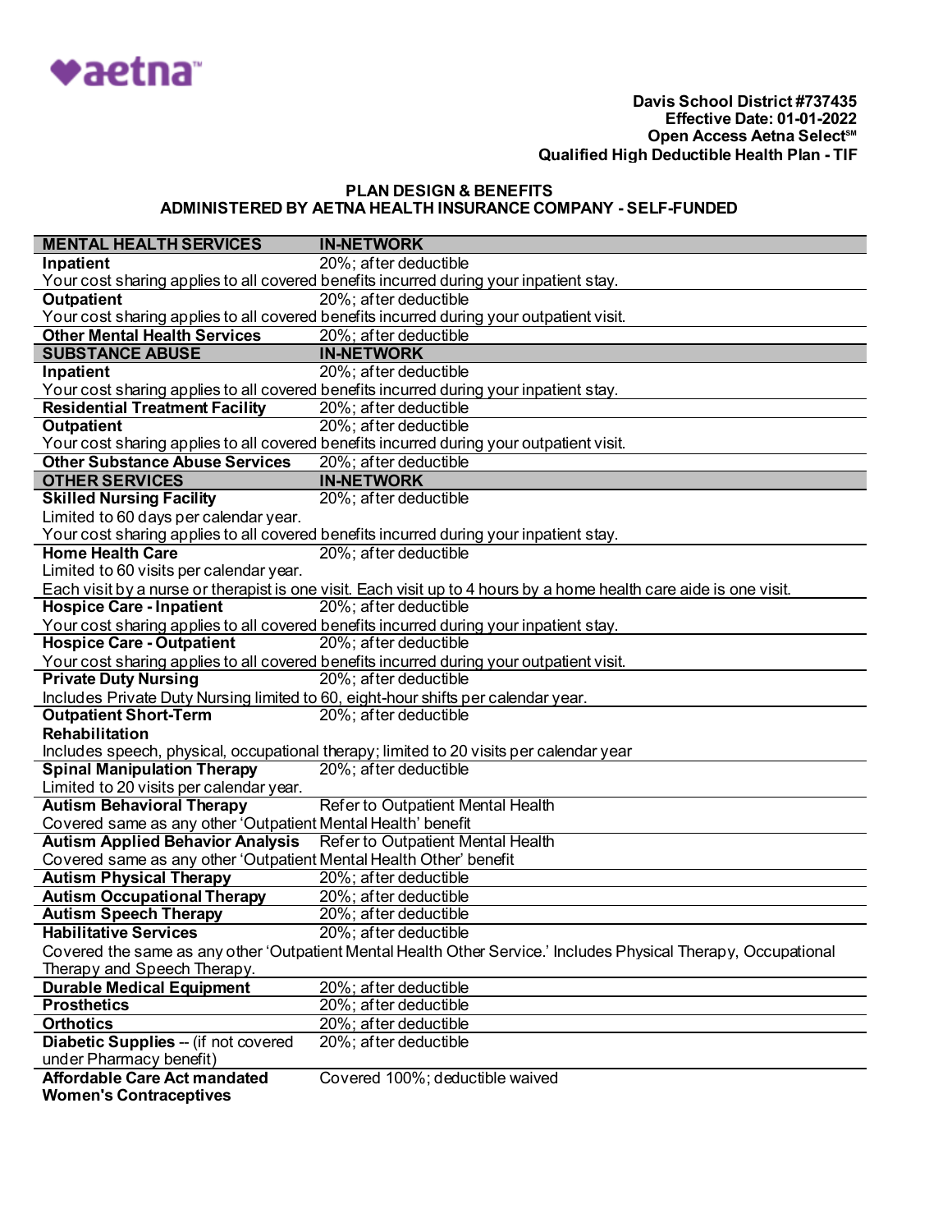**Davis School District #737435**
**Effective Date: 01-01-2022**
**Open Access Aetna Select℠**
**Qualified High Deductible Health Plan - TIF**

## PLAN DESIGN & BENEFITS
## ADMINISTERED BY AETNA HEALTH INSURANCE COMPANY - SELF-FUNDED

| MENTAL HEALTH SERVICES | IN-NETWORK |
|---|---|
| **Inpatient** | 20%; after deductible |
| Your cost sharing applies to all covered benefits incurred during your inpatient stay. | |
| **Outpatient** | 20%; after deductible |
| Your cost sharing applies to all covered benefits incurred during your outpatient visit. | |
| **Other Mental Health Services** | 20%; after deductible |
| **SUBSTANCE ABUSE** | **IN-NETWORK** |
| **Inpatient** | 20%; after deductible |
| Your cost sharing applies to all covered benefits incurred during your inpatient stay. | |
| **Residential Treatment Facility** | 20%; after deductible |
| **Outpatient** | 20%; after deductible |
| Your cost sharing applies to all covered benefits incurred during your outpatient visit. | |
| **Other Substance Abuse Services** | 20%; after deductible |
| **OTHER SERVICES** | **IN-NETWORK** |
| **Skilled Nursing Facility** | 20%; after deductible |
| Limited to 60 days per calendar year. Your cost sharing applies to all covered benefits incurred during your inpatient stay. | |
| **Home Health Care** | 20%; after deductible |
| Limited to 60 visits per calendar year. Each visit by a nurse or therapist is one visit. Each visit up to 4 hours by a home health care aide is one visit. | |
| **Hospice Care - Inpatient** | 20%; after deductible |
| Your cost sharing applies to all covered benefits incurred during your inpatient stay. | |
| **Hospice Care - Outpatient** | 20%; after deductible |
| Your cost sharing applies to all covered benefits incurred during your outpatient visit. | |
| **Private Duty Nursing** | 20%; after deductible |
| Includes Private Duty Nursing limited to 60, eight-hour shifts per calendar year. | |
| **Outpatient Short-Term Rehabilitation** | 20%; after deductible |
| Includes speech, physical, occupational therapy; limited to 20 visits per calendar year | |
| **Spinal Manipulation Therapy** | 20%; after deductible |
| Limited to 20 visits per calendar year. | |
| **Autism Behavioral Therapy** | Refer to Outpatient Mental Health |
| Covered same as any other 'Outpatient Mental Health' benefit | |
| **Autism Applied Behavior Analysis** | Refer to Outpatient Mental Health |
| Covered same as any other 'Outpatient Mental Health Other' benefit | |
| **Autism Physical Therapy** | 20%; after deductible |
| **Autism Occupational Therapy** | 20%; after deductible |
| **Autism Speech Therapy** | 20%; after deductible |
| **Habilitative Services** | 20%; after deductible |
| Covered the same as any other 'Outpatient Mental Health Other Service.' Includes Physical Therapy, Occupational Therapy and Speech Therapy. | |
| **Durable Medical Equipment** | 20%; after deductible |
| **Prosthetics** | 20%; after deductible |
| **Orthotics** | 20%; after deductible |
| **Diabetic Supplies** -- (if not covered under Pharmacy benefit) | 20%; after deductible |
| **Affordable Care Act mandated Women's Contraceptives** | Covered 100%; deductible waived |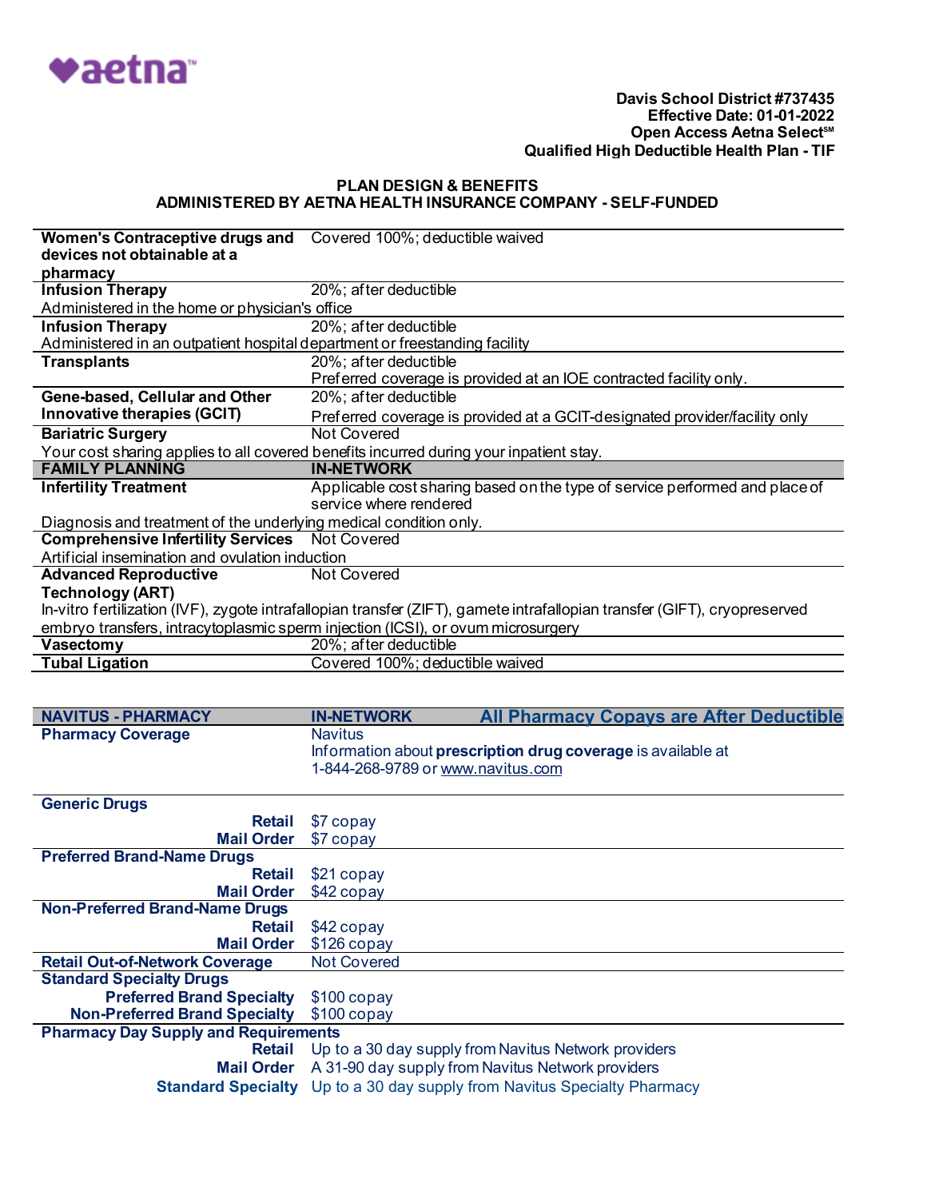Davis School District #737435
Effective Date: 01-01-2022
Open Access Aetna Select℠
Qualified High Deductible Health Plan - TIF

## PLAN DESIGN & BENEFITS
## ADMINISTERED BY AETNA HEALTH INSURANCE COMPANY - SELF-FUNDED

| | |
|---|---|
| **Women's Contraceptive drugs and devices not obtainable at a pharmacy** | Covered 100%; deductible waived |
| **Infusion Therapy** | 20%; after deductible |
| Administered in the home or physician's office | |
| **Infusion Therapy** | 20%; after deductible |
| Administered in an outpatient hospital department or freestanding facility | |
| **Transplants** | 20%; after deductible<br>Preferred coverage is provided at an IOE contracted facility only. |
| **Gene-based, Cellular and Other Innovative therapies (GCIT)** | 20%; after deductible<br>Preferred coverage is provided at a GCIT-designated provider/facility only |
| **Bariatric Surgery** | Not Covered |
| Your cost sharing applies to all covered benefits incurred during your inpatient stay. | |
| **FAMILY PLANNING** | **IN-NETWORK** |
| **Infertility Treatment** | Applicable cost sharing based on the type of service performed and place of service where rendered |
| Diagnosis and treatment of the underlying medical condition only. | |
| **Comprehensive Infertility Services** | Not Covered |
| Artificial insemination and ovulation induction | |
| **Advanced Reproductive Technology (ART)** | Not Covered |
| In-vitro fertilization (IVF), zygote intrafallopian transfer (ZIFT), gamete intrafallopian transfer (GIFT), cryopreserved embryo transfers, intracytoplasmic sperm injection (ICSI), or ovum microsurgery | |
| **Vasectomy** | 20%; after deductible |
| **Tubal Ligation** | Covered 100%; deductible waived |

| **NAVITUS - PHARMACY** | **IN-NETWORK** | **All Pharmacy Copays are After Deductible** |
|---|---|---|
| **Pharmacy Coverage** | Navitus<br>Information about **prescription drug coverage** is available at 1-844-268-9789 or www.navitus.com | |
| **Generic Drugs** | | |
| **Retail** | $7 copay | |
| **Mail Order** | $7 copay | |
| **Preferred Brand-Name Drugs** | | |
| **Retail** | $21 copay | |
| **Mail Order** | $42 copay | |
| **Non-Preferred Brand-Name Drugs** | | |
| **Retail** | $42 copay | |
| **Mail Order** | $126 copay | |
| **Retail Out-of-Network Coverage** | Not Covered | |
| **Standard Specialty Drugs** | | |
| **Preferred Brand Specialty** | $100 copay | |
| **Non-Preferred Brand Specialty** | $100 copay | |
| **Pharmacy Day Supply and Requirements** | | |
| **Retail** | Up to a 30 day supply from Navitus Network providers | |
| **Mail Order** | A 31-90 day supply from Navitus Network providers | |
| **Standard Specialty** | Up to a 30 day supply from Navitus Specialty Pharmacy | |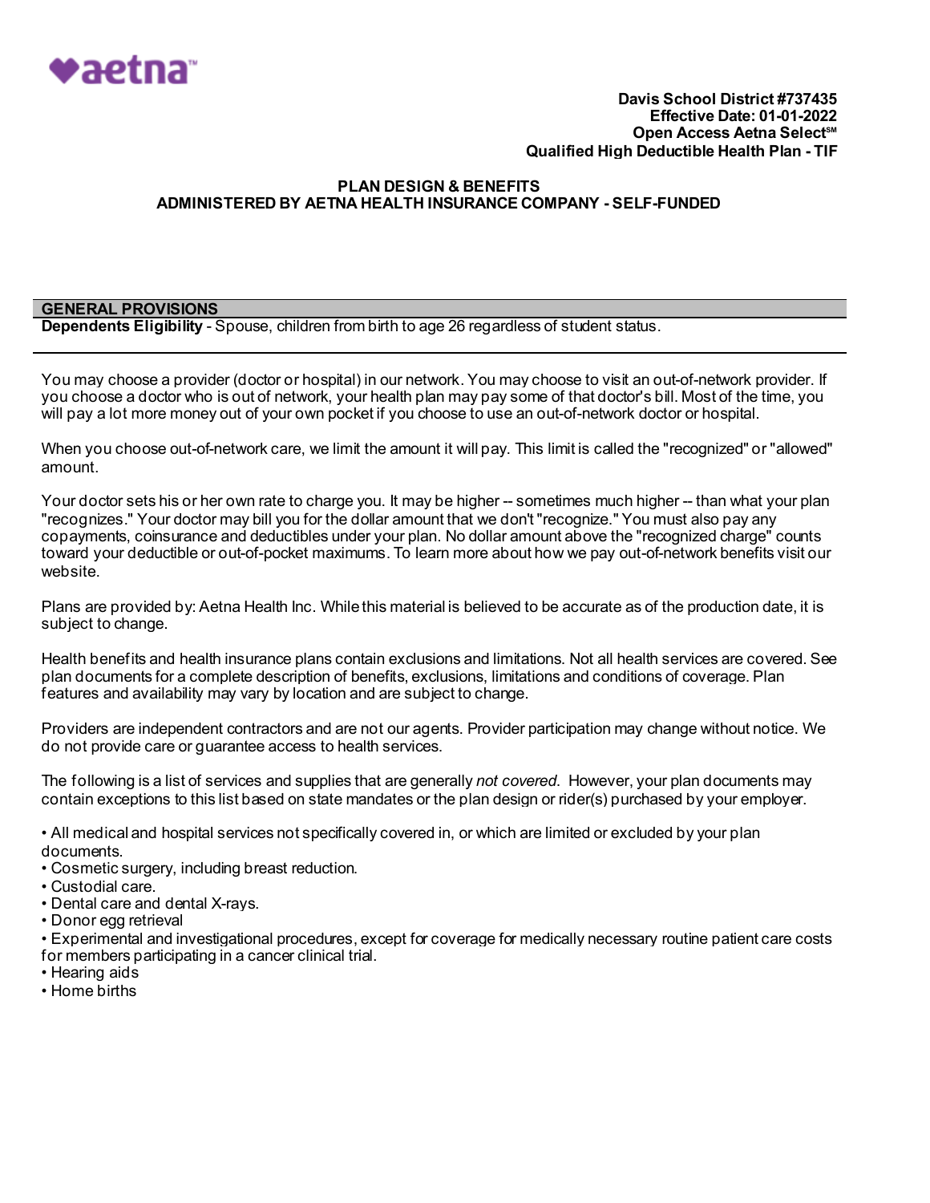**Davis School District #737435**
**Effective Date: 01-01-2022**
**Open Access Aetna Select℠**
**Qualified High Deductible Health Plan - TIF**

**PLAN DESIGN & BENEFITS**
**ADMINISTERED BY AETNA HEALTH INSURANCE COMPANY - SELF-FUNDED**

## GENERAL PROVISIONS

**Dependents Eligibility** - Spouse, children from birth to age 26 regardless of student status.

---

You may choose a provider (doctor or hospital) in our network. You may choose to visit an out-of-network provider. If you choose a doctor who is out of network, your health plan may pay some of that doctor's bill. Most of the time, you will pay a lot more money out of your own pocket if you choose to use an out-of-network doctor or hospital.

When you choose out-of-network care, we limit the amount it will pay. This limit is called the "recognized" or "allowed" amount.

Your doctor sets his or her own rate to charge you. It may be higher -- sometimes much higher -- than what your plan "recognizes." Your doctor may bill you for the dollar amount that we don't "recognize." You must also pay any copayments, coinsurance and deductibles under your plan. No dollar amount above the "recognized charge" counts toward your deductible or out-of-pocket maximums. To learn more about how we pay out-of-network benefits visit our website.

Plans are provided by: Aetna Health Inc. While this material is believed to be accurate as of the production date, it is subject to change.

Health benefits and health insurance plans contain exclusions and limitations. Not all health services are covered. See plan documents for a complete description of benefits, exclusions, limitations and conditions of coverage. Plan features and availability may vary by location and are subject to change.

Providers are independent contractors and are not our agents. Provider participation may change without notice. We do not provide care or guarantee access to health services.

The following is a list of services and supplies that are generally *not covered*. However, your plan documents may contain exceptions to this list based on state mandates or the plan design or rider(s) purchased by your employer.

- All medical and hospital services not specifically covered in, or which are limited or excluded by your plan documents.
- Cosmetic surgery, including breast reduction.
- Custodial care.
- Dental care and dental X-rays.
- Donor egg retrieval
- Experimental and investigational procedures, except for coverage for medically necessary routine patient care costs for members participating in a cancer clinical trial.
- Hearing aids
- Home births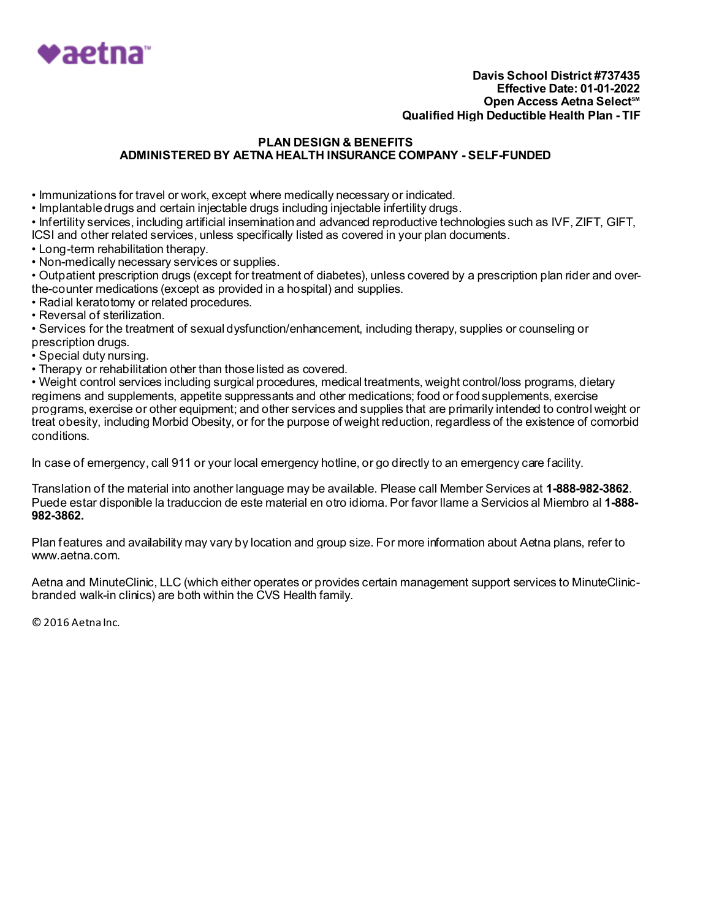**Davis School District #737435**
**Effective Date: 01-01-2022**
**Open Access Aetna Select℠**
**Qualified High Deductible Health Plan - TIF**

**PLAN DESIGN & BENEFITS**
**ADMINISTERED BY AETNA HEALTH INSURANCE COMPANY - SELF-FUNDED**

- Immunizations for travel or work, except where medically necessary or indicated.
- Implantable drugs and certain injectable drugs including injectable infertility drugs.
- Infertility services, including artificial insemination and advanced reproductive technologies such as IVF, ZIFT, GIFT, ICSI and other related services, unless specifically listed as covered in your plan documents.
- Long-term rehabilitation therapy.
- Non-medically necessary services or supplies.
- Outpatient prescription drugs (except for treatment of diabetes), unless covered by a prescription plan rider and over-the-counter medications (except as provided in a hospital) and supplies.
- Radial keratotomy or related procedures.
- Reversal of sterilization.
- Services for the treatment of sexual dysfunction/enhancement, including therapy, supplies or counseling or prescription drugs.
- Special duty nursing.
- Therapy or rehabilitation other than those listed as covered.
- Weight control services including surgical procedures, medical treatments, weight control/loss programs, dietary regimens and supplements, appetite suppressants and other medications; food or food supplements, exercise programs, exercise or other equipment; and other services and supplies that are primarily intended to control weight or treat obesity, including Morbid Obesity, or for the purpose of weight reduction, regardless of the existence of comorbid conditions.

In case of emergency, call 911 or your local emergency hotline, or go directly to an emergency care facility.

Translation of the material into another language may be available. Please call Member Services at **1-888-982-3862**. Puede estar disponible la traduccion de este material en otro idioma. Por favor llame a Servicios al Miembro al **1-888-982-3862.**

Plan features and availability may vary by location and group size. For more information about Aetna plans, refer to www.aetna.com.

Aetna and MinuteClinic, LLC (which either operates or provides certain management support services to MinuteClinic-branded walk-in clinics) are both within the CVS Health family.

© 2016 Aetna Inc.